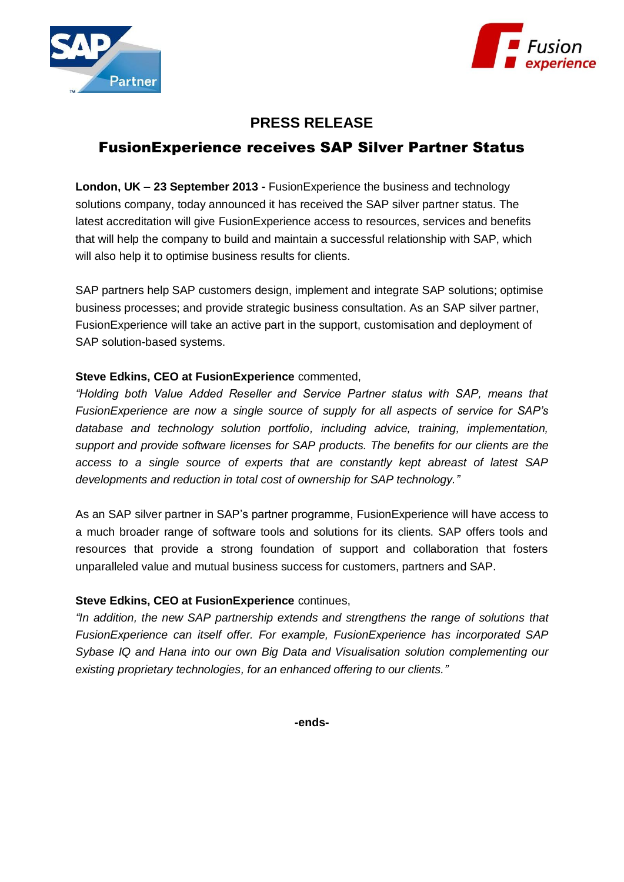# PRESS RELEASE

## FusionExperience receives SAP Silver Partner Status

**London, UK – 23 September 2013 -** FusionExperience the business and technology solutions company, today announced it has received the SAP silver partner status. The latest accreditation will give FusionExperience access to resources, services and benefits that will help the company to build and maintain a successful relationship with SAP, which will also help it to optimise business results for clients.

SAP partners help SAP customers design, implement and integrate SAP solutions; optimise business processes; and provide strategic business consultation. As an SAP silver partner, FusionExperience will take an active part in the support, customisation and deployment of SAP solution-based systems.

**Steve Edkins, CEO at FusionExperience** commented,

*"Holding both Value Added Reseller and Service Partner status with SAP, means that FusionExperience are now a single source of supply for all aspects of service for SAP's database and technology solution portfolio, including advice, training, implementation, support and provide software licenses for SAP products. The benefits for our clients are the access to a single source of experts that are constantly kept abreast of latest SAP developments and reduction in total cost of ownership for SAP technology."*

As an SAP silver partner in SAP's partner programme, FusionExperience will have access to a much broader range of software tools and solutions for its clients. SAP offers tools and resources that provide a strong foundation of support and collaboration that fosters unparalleled value and mutual business success for customers, partners and SAP.

**Steve Edkins, CEO at FusionExperience** continues,

*"In addition, the new SAP partnership extends and strengthens the range of solutions that FusionExperience can itself offer. For example, FusionExperience has incorporated SAP Sybase IQ and Hana into our own Big Data and Visualisation solution complementing our existing proprietary technologies, for an enhanced offering to our clients."*

**-ends-**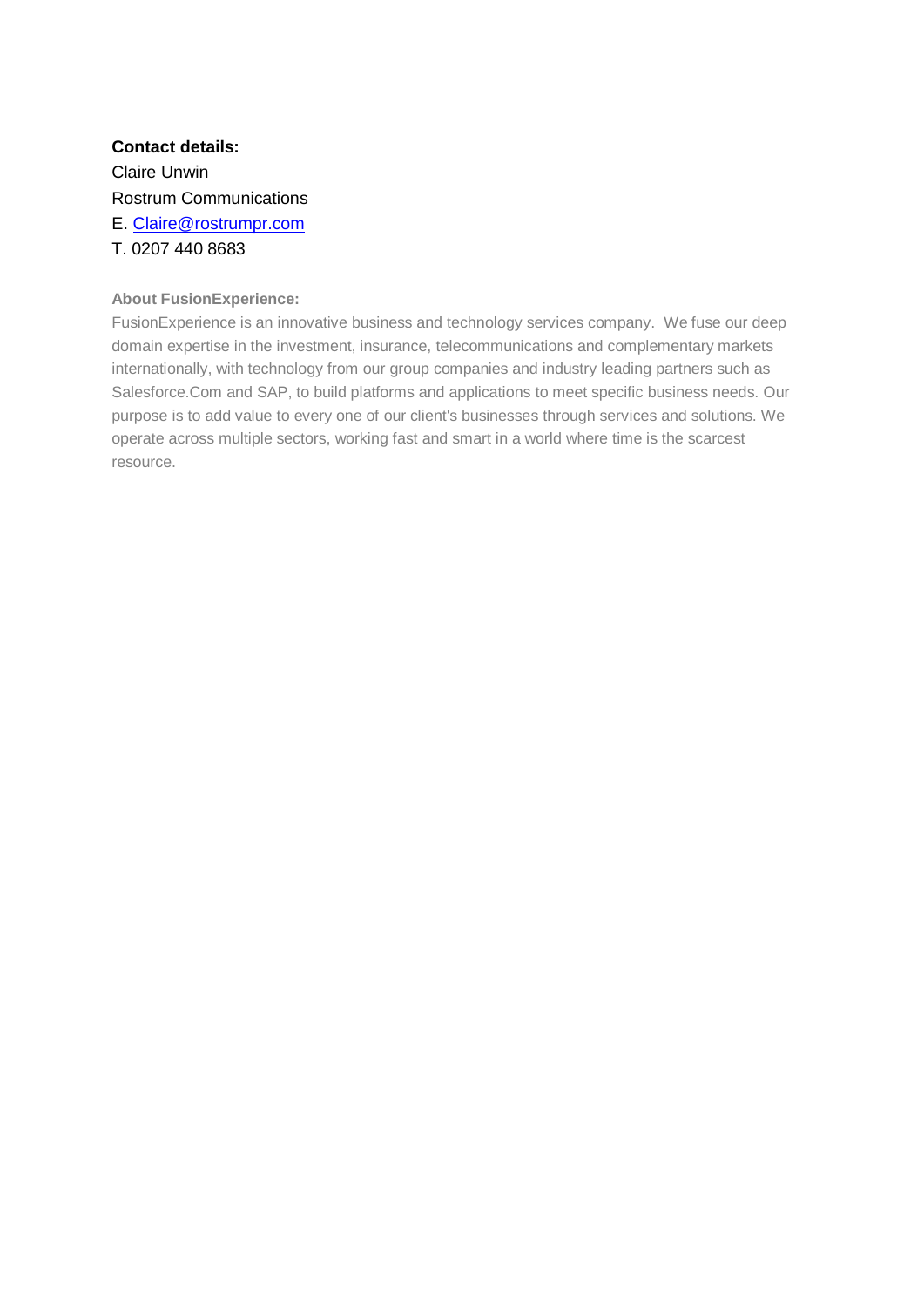**Contact details:**

Claire Unwin
Rostrum Communications
E. Claire@rostrumpr.com
T. 0207 440 8683

**About FusionExperience:**

FusionExperience is an innovative business and technology services company. We fuse our deep domain expertise in the investment, insurance, telecommunications and complementary markets internationally, with technology from our group companies and industry leading partners such as Salesforce.Com and SAP, to build platforms and applications to meet specific business needs. Our purpose is to add value to every one of our client's businesses through services and solutions. We operate across multiple sectors, working fast and smart in a world where time is the scarcest resource.